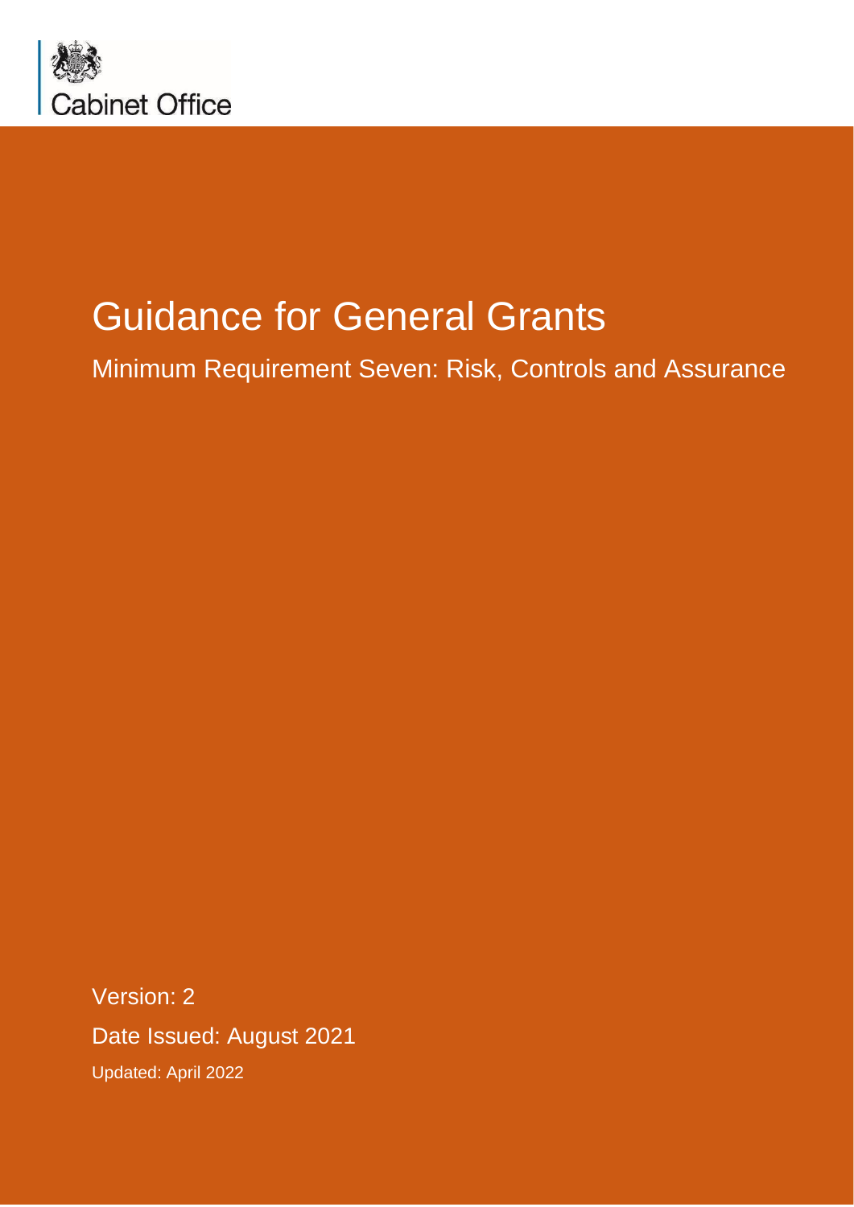Cabinet Office

# Guidance for General Grants

## Minimum Requirement Seven: Risk, Controls and Assurance

Version: 2

Date Issued: August 2021

Updated: April 2022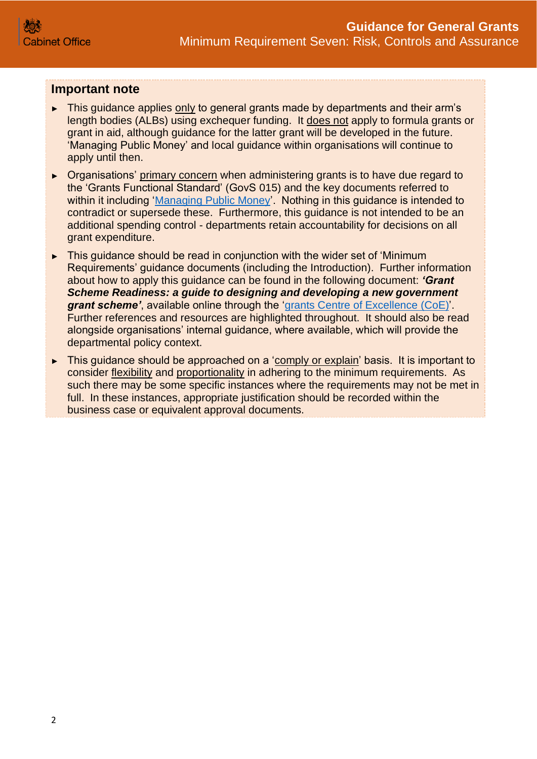## Important note

- This guidance applies only to general grants made by departments and their arm's length bodies (ALBs) using exchequer funding. It does not apply to formula grants or grant in aid, although guidance for the latter grant will be developed in the future. 'Managing Public Money' and local guidance within organisations will continue to apply until then.
- Organisations' primary concern when administering grants is to have due regard to the 'Grants Functional Standard' (GovS 015) and the key documents referred to within it including 'Managing Public Money'. Nothing in this guidance is intended to contradict or supersede these. Furthermore, this guidance is not intended to be an additional spending control - departments retain accountability for decisions on all grant expenditure.
- This guidance should be read in conjunction with the wider set of 'Minimum Requirements' guidance documents (including the Introduction). Further information about how to apply this guidance can be found in the following document: ***'Grant Scheme Readiness: a guide to designing and developing a new government grant scheme'***, available online through the 'grants Centre of Excellence (CoE)'. Further references and resources are highlighted throughout. It should also be read alongside organisations' internal guidance, where available, which will provide the departmental policy context.
- This guidance should be approached on a 'comply or explain' basis. It is important to consider flexibility and proportionality in adhering to the minimum requirements. As such there may be some specific instances where the requirements may not be met in full. In these instances, appropriate justification should be recorded within the business case or equivalent approval documents.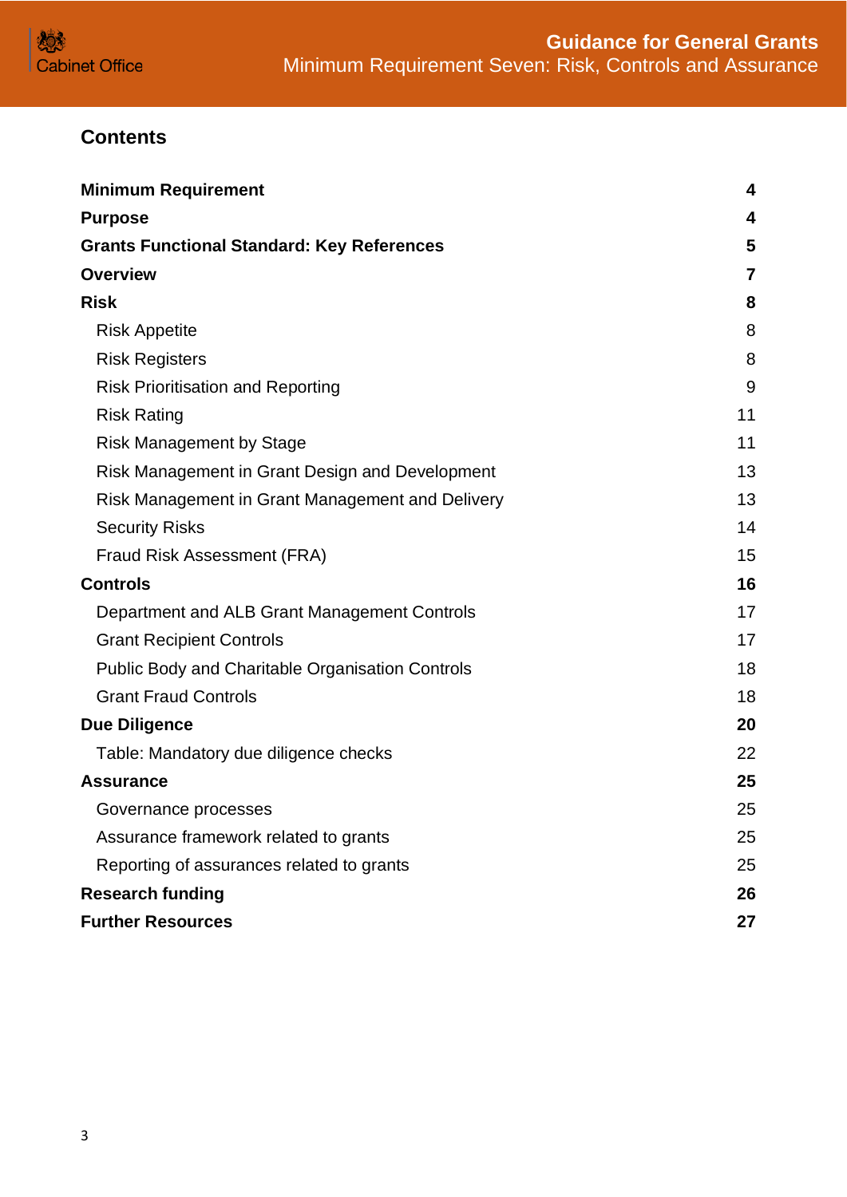## Contents

| | |
|---|---|
| **Minimum Requirement** | **4** |
| **Purpose** | **4** |
| **Grants Functional Standard: Key References** | **5** |
| **Overview** | **7** |
| **Risk** | **8** |
| Risk Appetite | 8 |
| Risk Registers | 8 |
| Risk Prioritisation and Reporting | 9 |
| Risk Rating | 11 |
| Risk Management by Stage | 11 |
| Risk Management in Grant Design and Development | 13 |
| Risk Management in Grant Management and Delivery | 13 |
| Security Risks | 14 |
| Fraud Risk Assessment (FRA) | 15 |
| **Controls** | **16** |
| Department and ALB Grant Management Controls | 17 |
| Grant Recipient Controls | 17 |
| Public Body and Charitable Organisation Controls | 18 |
| Grant Fraud Controls | 18 |
| **Due Diligence** | **20** |
| Table: Mandatory due diligence checks | 22 |
| **Assurance** | **25** |
| Governance processes | 25 |
| Assurance framework related to grants | 25 |
| Reporting of assurances related to grants | 25 |
| **Research funding** | **26** |
| **Further Resources** | **27** |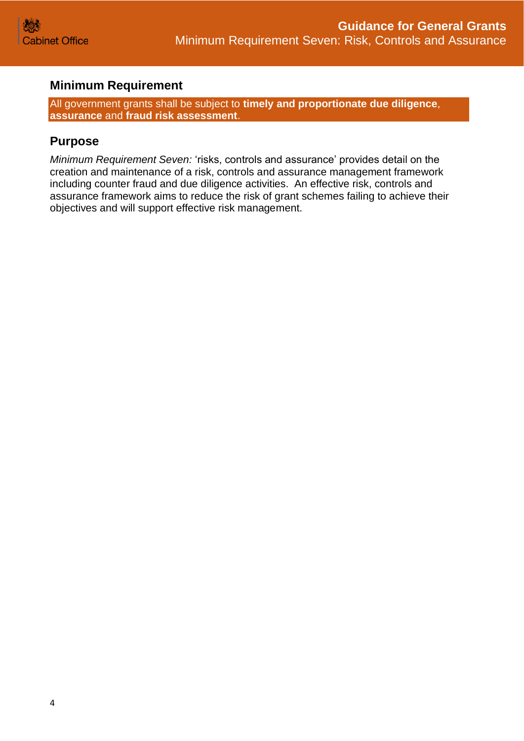## Minimum Requirement

All government grants shall be subject to **timely and proportionate due diligence**, **assurance** and **fraud risk assessment**.

## Purpose

*Minimum Requirement Seven:* 'risks, controls and assurance' provides detail on the creation and maintenance of a risk, controls and assurance management framework including counter fraud and due diligence activities. An effective risk, controls and assurance framework aims to reduce the risk of grant schemes failing to achieve their objectives and will support effective risk management.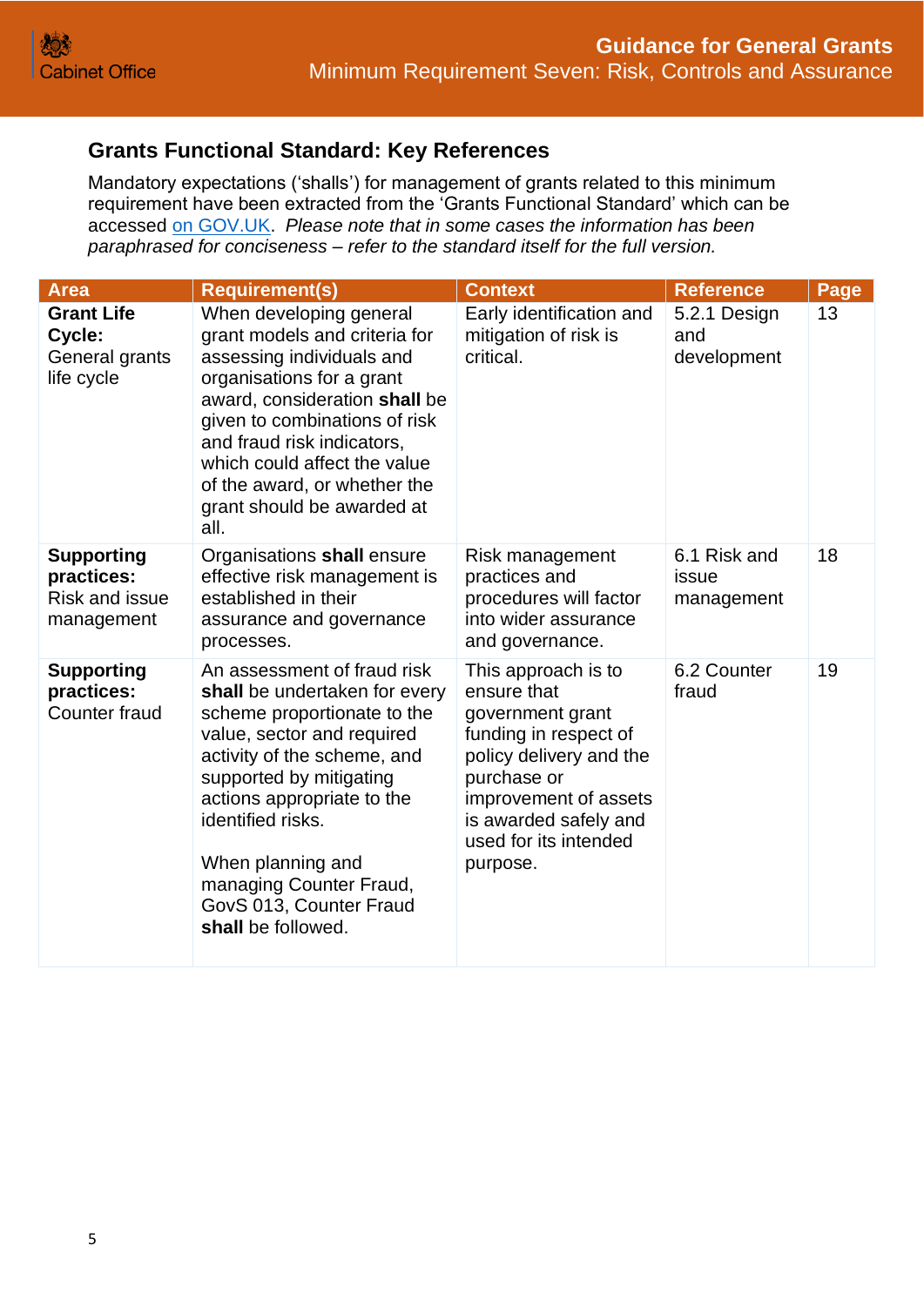## Grants Functional Standard: Key References

Mandatory expectations ('shalls') for management of grants related to this minimum requirement have been extracted from the 'Grants Functional Standard' which can be accessed on GOV.UK. *Please note that in some cases the information has been paraphrased for conciseness – refer to the standard itself for the full version.*

| Area | Requirement(s) | Context | Reference | Page |
|---|---|---|---|---|
| **Grant Life Cycle:** General grants life cycle | When developing general grant models and criteria for assessing individuals and organisations for a grant award, consideration **shall** be given to combinations of risk and fraud risk indicators, which could affect the value of the award, or whether the grant should be awarded at all. | Early identification and mitigation of risk is critical. | 5.2.1 Design and development | 13 |
| **Supporting practices:** Risk and issue management | Organisations **shall** ensure effective risk management is established in their assurance and governance processes. | Risk management practices and procedures will factor into wider assurance and governance. | 6.1 Risk and issue management | 18 |
| **Supporting practices:** Counter fraud | An assessment of fraud risk **shall** be undertaken for every scheme proportionate to the value, sector and required activity of the scheme, and supported by mitigating actions appropriate to the identified risks.<br><br>When planning and managing Counter Fraud, GovS 013, Counter Fraud **shall** be followed. | This approach is to ensure that government grant funding in respect of policy delivery and the purchase or improvement of assets is awarded safely and used for its intended purpose. | 6.2 Counter fraud | 19 |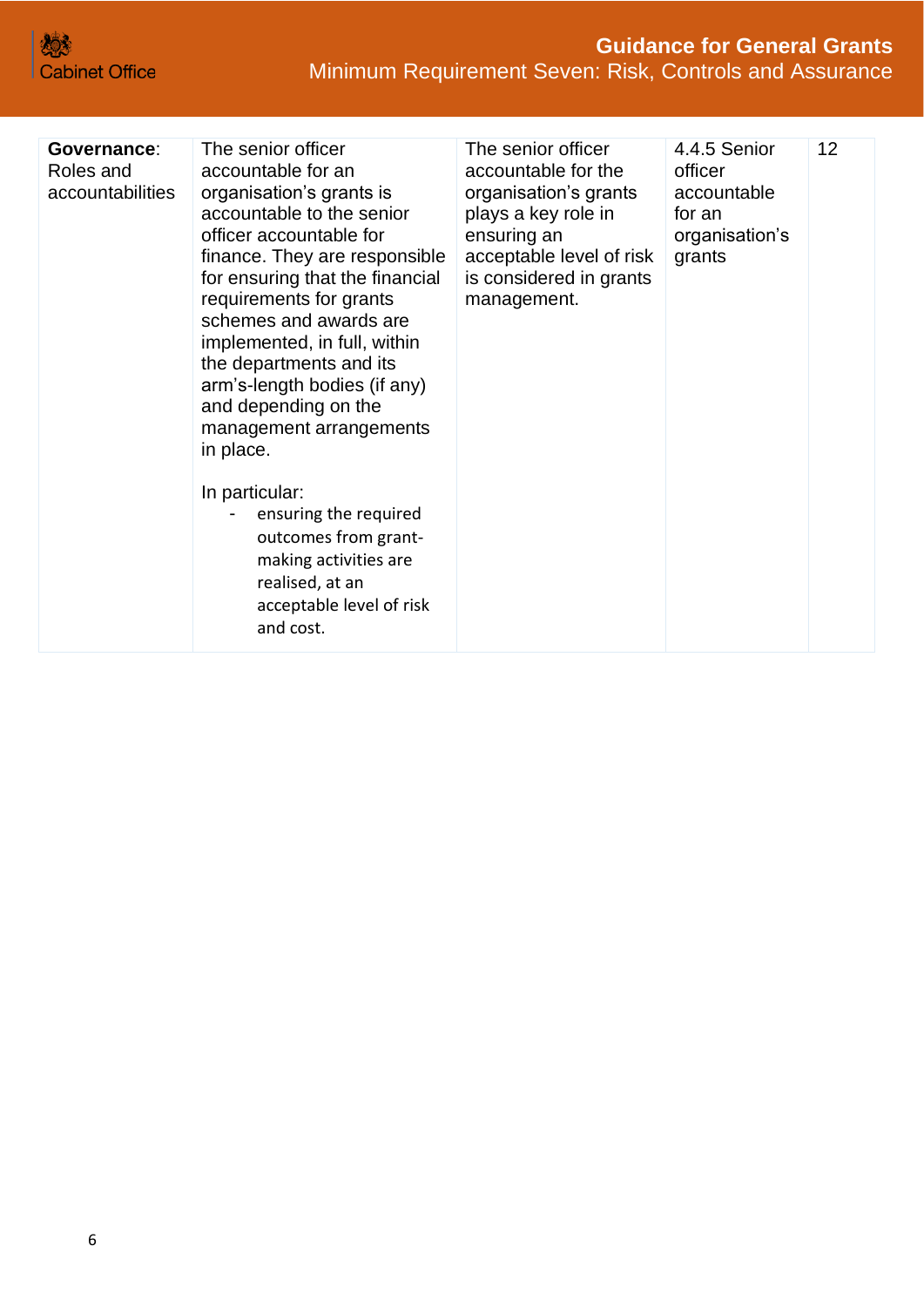| **Governance**: Roles and accountabilities | The senior officer accountable for an organisation's grants is accountable to the senior officer accountable for finance. They are responsible for ensuring that the financial requirements for grants schemes and awards are implemented, in full, within the departments and its arm's-length bodies (if any) and depending on the management arrangements in place.<br><br>In particular:<br>- ensuring the required outcomes from grant-making activities are realised, at an acceptable level of risk and cost. | The senior officer accountable for the organisation's grants plays a key role in ensuring an acceptable level of risk is considered in grants management. | 4.4.5 Senior officer accountable for an organisation's grants | 12 |
|---|---|---|---|---|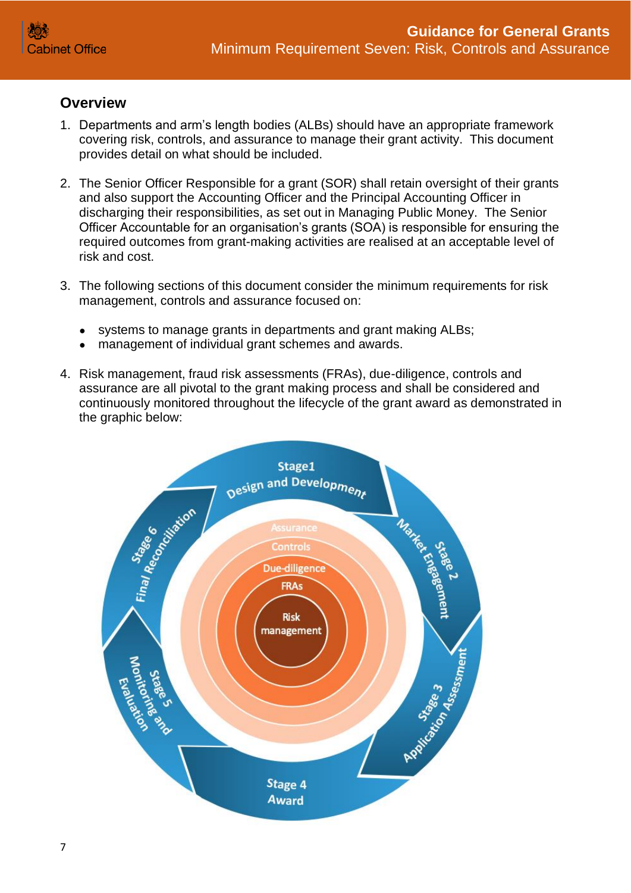## Overview

1. Departments and arm's length bodies (ALBs) should have an appropriate framework covering risk, controls, and assurance to manage their grant activity. This document provides detail on what should be included.

2. The Senior Officer Responsible for a grant (SOR) shall retain oversight of their grants and also support the Accounting Officer and the Principal Accounting Officer in discharging their responsibilities, as set out in Managing Public Money. The Senior Officer Accountable for an organisation's grants (SOA) is responsible for ensuring the required outcomes from grant-making activities are realised at an acceptable level of risk and cost.

3. The following sections of this document consider the minimum requirements for risk management, controls and assurance focused on:

   - systems to manage grants in departments and grant making ALBs;
   - management of individual grant schemes and awards.

4. Risk management, fraud risk assessments (FRAs), due-diligence, controls and assurance are all pivotal to the grant making process and shall be considered and continuously monitored throughout the lifecycle of the grant award as demonstrated in the graphic below:

Stage1 Design and Development

Stage 2 Market Engagement

Stage 3 Application Assessment

Stage 4 Award

Stage 5 Monitoring and Evaluation

Stage 6 Final Reconciliation

Assurance

Controls

Due-diligence

FRAs

Risk management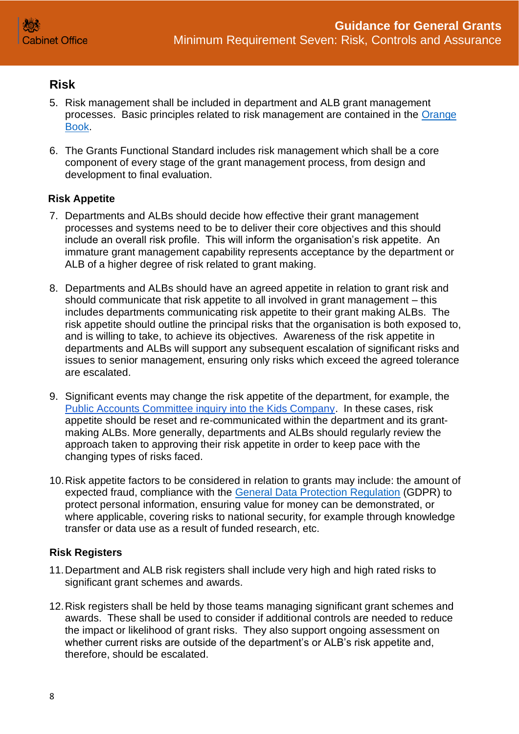## Risk

5. Risk management shall be included in department and ALB grant management processes. Basic principles related to risk management are contained in the Orange Book.

6. The Grants Functional Standard includes risk management which shall be a core component of every stage of the grant management process, from design and development to final evaluation.

### Risk Appetite

7. Departments and ALBs should decide how effective their grant management processes and systems need to be to deliver their core objectives and this should include an overall risk profile. This will inform the organisation's risk appetite. An immature grant management capability represents acceptance by the department or ALB of a higher degree of risk related to grant making.

8. Departments and ALBs should have an agreed appetite in relation to grant risk and should communicate that risk appetite to all involved in grant management – this includes departments communicating risk appetite to their grant making ALBs. The risk appetite should outline the principal risks that the organisation is both exposed to, and is willing to take, to achieve its objectives. Awareness of the risk appetite in departments and ALBs will support any subsequent escalation of significant risks and issues to senior management, ensuring only risks which exceed the agreed tolerance are escalated.

9. Significant events may change the risk appetite of the department, for example, the Public Accounts Committee inquiry into the Kids Company. In these cases, risk appetite should be reset and re-communicated within the department and its grant-making ALBs. More generally, departments and ALBs should regularly review the approach taken to approving their risk appetite in order to keep pace with the changing types of risks faced.

10. Risk appetite factors to be considered in relation to grants may include: the amount of expected fraud, compliance with the General Data Protection Regulation (GDPR) to protect personal information, ensuring value for money can be demonstrated, or where applicable, covering risks to national security, for example through knowledge transfer or data use as a result of funded research, etc.

### Risk Registers

11. Department and ALB risk registers shall include very high and high rated risks to significant grant schemes and awards.

12. Risk registers shall be held by those teams managing significant grant schemes and awards. These shall be used to consider if additional controls are needed to reduce the impact or likelihood of grant risks. They also support ongoing assessment on whether current risks are outside of the department's or ALB's risk appetite and, therefore, should be escalated.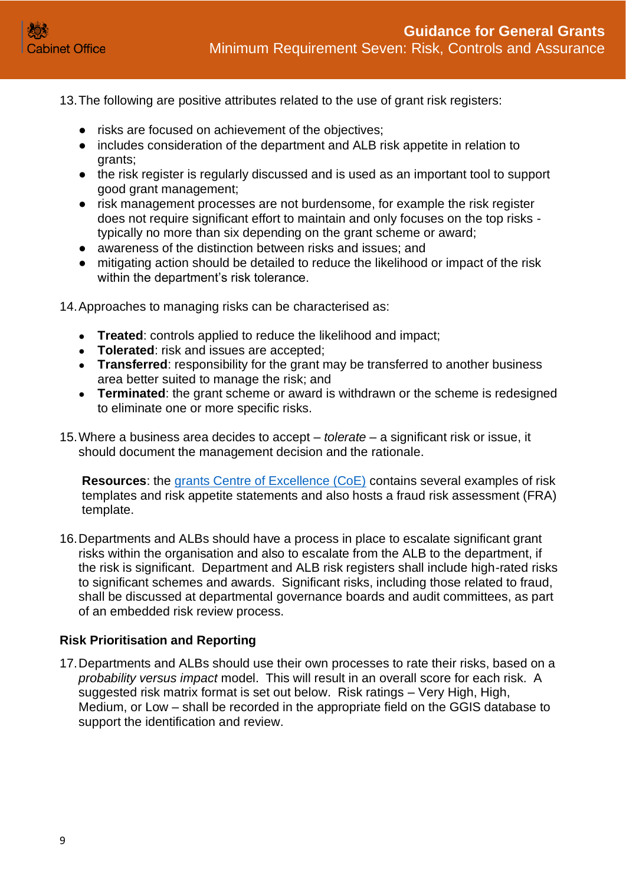13. The following are positive attributes related to the use of grant risk registers:

- risks are focused on achievement of the objectives;
- includes consideration of the department and ALB risk appetite in relation to grants;
- the risk register is regularly discussed and is used as an important tool to support good grant management;
- risk management processes are not burdensome, for example the risk register does not require significant effort to maintain and only focuses on the top risks - typically no more than six depending on the grant scheme or award;
- awareness of the distinction between risks and issues; and
- mitigating action should be detailed to reduce the likelihood or impact of the risk within the department's risk tolerance.

14. Approaches to managing risks can be characterised as:

- **Treated**: controls applied to reduce the likelihood and impact;
- **Tolerated**: risk and issues are accepted;
- **Transferred**: responsibility for the grant may be transferred to another business area better suited to manage the risk; and
- **Terminated**: the grant scheme or award is withdrawn or the scheme is redesigned to eliminate one or more specific risks.

15. Where a business area decides to accept – *tolerate* – a significant risk or issue, it should document the management decision and the rationale.

**Resources**: the [grants Centre of Excellence (CoE)] contains several examples of risk templates and risk appetite statements and also hosts a fraud risk assessment (FRA) template.

16. Departments and ALBs should have a process in place to escalate significant grant risks within the organisation and also to escalate from the ALB to the department, if the risk is significant. Department and ALB risk registers shall include high-rated risks to significant schemes and awards. Significant risks, including those related to fraud, shall be discussed at departmental governance boards and audit committees, as part of an embedded risk review process.

### Risk Prioritisation and Reporting

17. Departments and ALBs should use their own processes to rate their risks, based on a *probability versus impact* model. This will result in an overall score for each risk. A suggested risk matrix format is set out below. Risk ratings – Very High, High, Medium, or Low – shall be recorded in the appropriate field on the GGIS database to support the identification and review.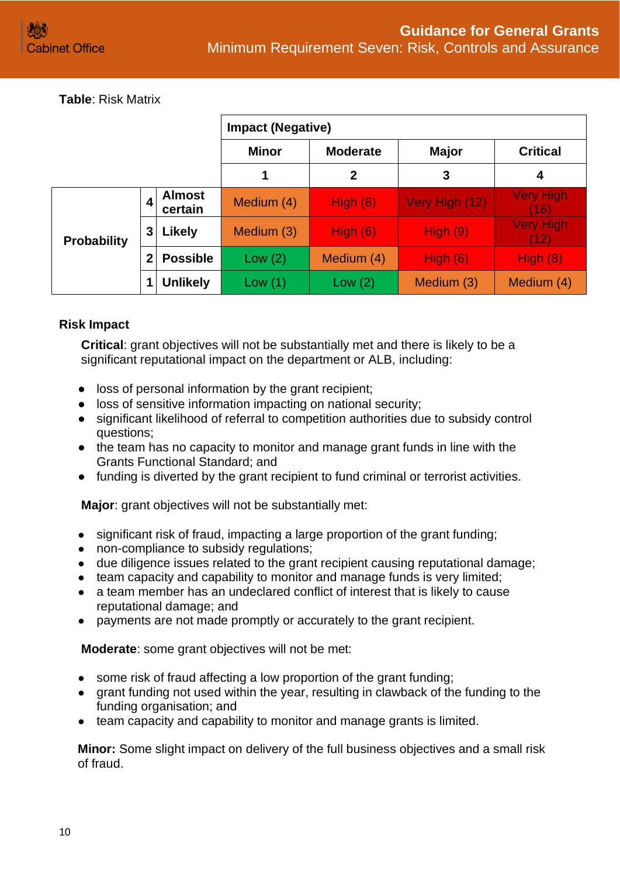**Table**: Risk Matrix

| | | | Impact (Negative) | | | |
|---|---|---|---|---|---|---|
| | | | Minor | Moderate | Major | Critical |
| | | | 1 | 2 | 3 | 4 |
| Probability | 4 | Almost certain | Medium (4) | High (8) | Very High (12) | Very High (16) |
| | 3 | Likely | Medium (3) | High (6) | High (9) | Very High (12) |
| | 2 | Possible | Low (2) | Medium (4) | High (6) | High (8) |
| | 1 | Unlikely | Low (1) | Low (2) | Medium (3) | Medium (4) |

### Risk Impact

**Critical**: grant objectives will not be substantially met and there is likely to be a significant reputational impact on the department or ALB, including:

- loss of personal information by the grant recipient;
- loss of sensitive information impacting on national security;
- significant likelihood of referral to competition authorities due to subsidy control questions;
- the team has no capacity to monitor and manage grant funds in line with the Grants Functional Standard; and
- funding is diverted by the grant recipient to fund criminal or terrorist activities.

**Major**: grant objectives will not be substantially met:

- significant risk of fraud, impacting a large proportion of the grant funding;
- non-compliance to subsidy regulations;
- due diligence issues related to the grant recipient causing reputational damage;
- team capacity and capability to monitor and manage funds is very limited;
- a team member has an undeclared conflict of interest that is likely to cause reputational damage; and
- payments are not made promptly or accurately to the grant recipient.

**Moderate**: some grant objectives will not be met:

- some risk of fraud affecting a low proportion of the grant funding;
- grant funding not used within the year, resulting in clawback of the funding to the funding organisation; and
- team capacity and capability to monitor and manage grants is limited.

**Minor:** Some slight impact on delivery of the full business objectives and a small risk of fraud.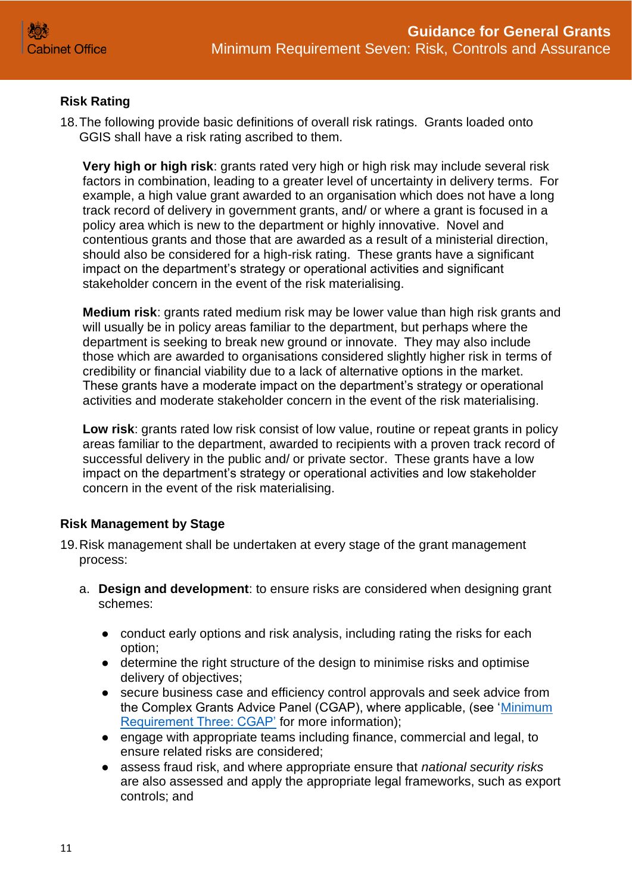### Risk Rating

18. The following provide basic definitions of overall risk ratings. Grants loaded onto GGIS shall have a risk rating ascribed to them.

    **Very high or high risk**: grants rated very high or high risk may include several risk factors in combination, leading to a greater level of uncertainty in delivery terms. For example, a high value grant awarded to an organisation which does not have a long track record of delivery in government grants, and/ or where a grant is focused in a policy area which is new to the department or highly innovative. Novel and contentious grants and those that are awarded as a result of a ministerial direction, should also be considered for a high-risk rating. These grants have a significant impact on the department's strategy or operational activities and significant stakeholder concern in the event of the risk materialising.

    **Medium risk**: grants rated medium risk may be lower value than high risk grants and will usually be in policy areas familiar to the department, but perhaps where the department is seeking to break new ground or innovate. They may also include those which are awarded to organisations considered slightly higher risk in terms of credibility or financial viability due to a lack of alternative options in the market. These grants have a moderate impact on the department's strategy or operational activities and moderate stakeholder concern in the event of the risk materialising.

    **Low risk**: grants rated low risk consist of low value, routine or repeat grants in policy areas familiar to the department, awarded to recipients with a proven track record of successful delivery in the public and/ or private sector. These grants have a low impact on the department's strategy or operational activities and low stakeholder concern in the event of the risk materialising.

### Risk Management by Stage

19. Risk management shall be undertaken at every stage of the grant management process:

    a. **Design and development**: to ensure risks are considered when designing grant schemes:

    - conduct early options and risk analysis, including rating the risks for each option;
    - determine the right structure of the design to minimise risks and optimise delivery of objectives;
    - secure business case and efficiency control approvals and seek advice from the Complex Grants Advice Panel (CGAP), where applicable, (see 'Minimum Requirement Three: CGAP' for more information);
    - engage with appropriate teams including finance, commercial and legal, to ensure related risks are considered;
    - assess fraud risk, and where appropriate ensure that *national security risks* are also assessed and apply the appropriate legal frameworks, such as export controls; and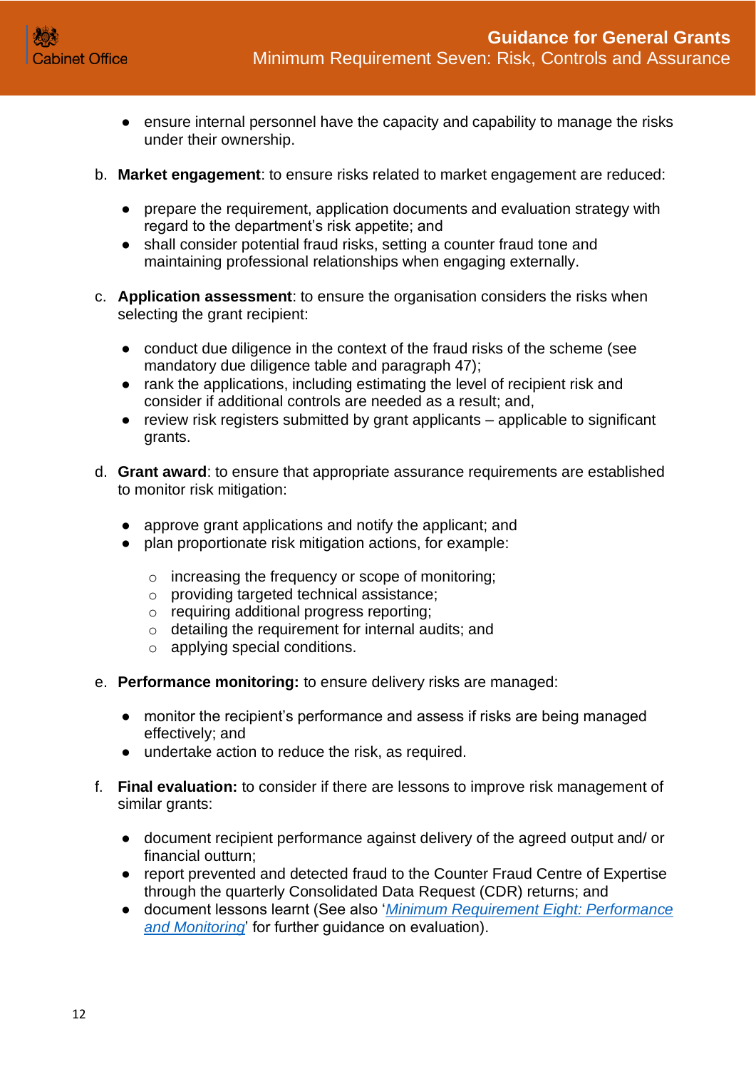- ensure internal personnel have the capacity and capability to manage the risks under their ownership.

b. **Market engagement**: to ensure risks related to market engagement are reduced:

   - prepare the requirement, application documents and evaluation strategy with regard to the department's risk appetite; and
   - shall consider potential fraud risks, setting a counter fraud tone and maintaining professional relationships when engaging externally.

c. **Application assessment**: to ensure the organisation considers the risks when selecting the grant recipient:

   - conduct due diligence in the context of the fraud risks of the scheme (see mandatory due diligence table and paragraph 47);
   - rank the applications, including estimating the level of recipient risk and consider if additional controls are needed as a result; and,
   - review risk registers submitted by grant applicants – applicable to significant grants.

d. **Grant award**: to ensure that appropriate assurance requirements are established to monitor risk mitigation:

   - approve grant applications and notify the applicant; and
   - plan proportionate risk mitigation actions, for example:
     - increasing the frequency or scope of monitoring;
     - providing targeted technical assistance;
     - requiring additional progress reporting;
     - detailing the requirement for internal audits; and
     - applying special conditions.

e. **Performance monitoring:** to ensure delivery risks are managed:

   - monitor the recipient's performance and assess if risks are being managed effectively; and
   - undertake action to reduce the risk, as required.

f. **Final evaluation:** to consider if there are lessons to improve risk management of similar grants:

   - document recipient performance against delivery of the agreed output and/ or financial outturn;
   - report prevented and detected fraud to the Counter Fraud Centre of Expertise through the quarterly Consolidated Data Request (CDR) returns; and
   - document lessons learnt (See also '*Minimum Requirement Eight: Performance and Monitoring*' for further guidance on evaluation).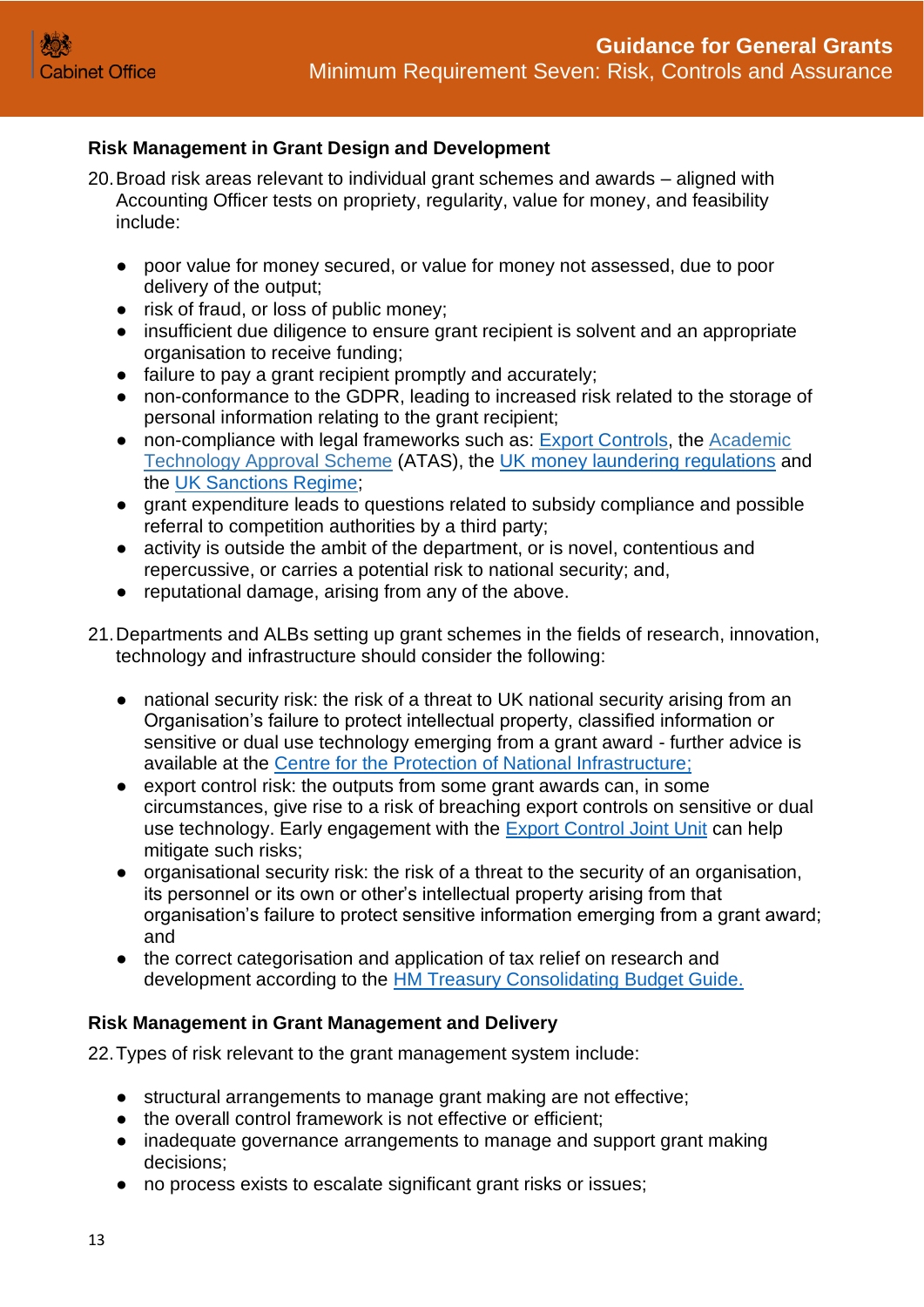### Risk Management in Grant Design and Development

20. Broad risk areas relevant to individual grant schemes and awards – aligned with Accounting Officer tests on propriety, regularity, value for money, and feasibility include:

    - poor value for money secured, or value for money not assessed, due to poor delivery of the output;
    - risk of fraud, or loss of public money;
    - insufficient due diligence to ensure grant recipient is solvent and an appropriate organisation to receive funding;
    - failure to pay a grant recipient promptly and accurately;
    - non-conformance to the GDPR, leading to increased risk related to the storage of personal information relating to the grant recipient;
    - non-compliance with legal frameworks such as: Export Controls, the Academic Technology Approval Scheme (ATAS), the UK money laundering regulations and the UK Sanctions Regime;
    - grant expenditure leads to questions related to subsidy compliance and possible referral to competition authorities by a third party;
    - activity is outside the ambit of the department, or is novel, contentious and repercussive, or carries a potential risk to national security; and,
    - reputational damage, arising from any of the above.

21. Departments and ALBs setting up grant schemes in the fields of research, innovation, technology and infrastructure should consider the following:

    - national security risk: the risk of a threat to UK national security arising from an Organisation's failure to protect intellectual property, classified information or sensitive or dual use technology emerging from a grant award - further advice is available at the Centre for the Protection of National Infrastructure;
    - export control risk: the outputs from some grant awards can, in some circumstances, give rise to a risk of breaching export controls on sensitive or dual use technology. Early engagement with the Export Control Joint Unit can help mitigate such risks;
    - organisational security risk: the risk of a threat to the security of an organisation, its personnel or its own or other's intellectual property arising from that organisation's failure to protect sensitive information emerging from a grant award; and
    - the correct categorisation and application of tax relief on research and development according to the HM Treasury Consolidating Budget Guide.

### Risk Management in Grant Management and Delivery

22. Types of risk relevant to the grant management system include:

    - structural arrangements to manage grant making are not effective;
    - the overall control framework is not effective or efficient;
    - inadequate governance arrangements to manage and support grant making decisions;
    - no process exists to escalate significant grant risks or issues;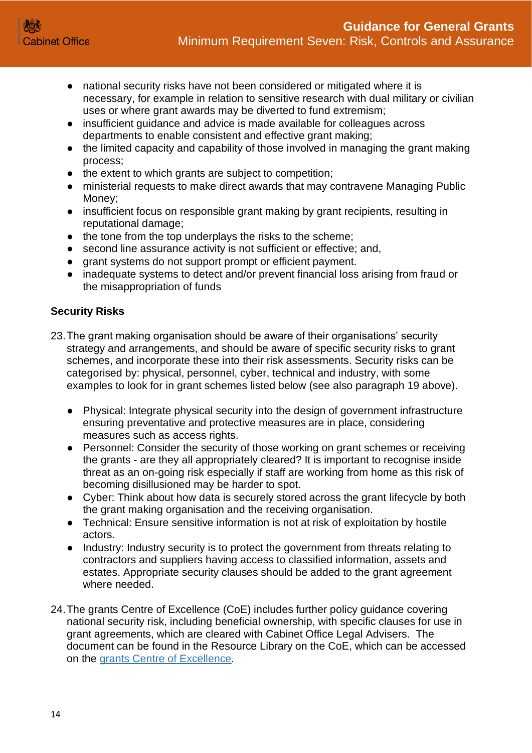- national security risks have not been considered or mitigated where it is necessary, for example in relation to sensitive research with dual military or civilian uses or where grant awards may be diverted to fund extremism;
- insufficient guidance and advice is made available for colleagues across departments to enable consistent and effective grant making;
- the limited capacity and capability of those involved in managing the grant making process;
- the extent to which grants are subject to competition;
- ministerial requests to make direct awards that may contravene Managing Public Money;
- insufficient focus on responsible grant making by grant recipients, resulting in reputational damage;
- the tone from the top underplays the risks to the scheme;
- second line assurance activity is not sufficient or effective; and,
- grant systems do not support prompt or efficient payment.
- inadequate systems to detect and/or prevent financial loss arising from fraud or the misappropriation of funds

**Security Risks**

23. The grant making organisation should be aware of their organisations' security strategy and arrangements, and should be aware of specific security risks to grant schemes, and incorporate these into their risk assessments. Security risks can be categorised by: physical, personnel, cyber, technical and industry, with some examples to look for in grant schemes listed below (see also paragraph 19 above).

    - Physical: Integrate physical security into the design of government infrastructure ensuring preventative and protective measures are in place, considering measures such as access rights.
    - Personnel: Consider the security of those working on grant schemes or receiving the grants - are they all appropriately cleared? It is important to recognise inside threat as an on-going risk especially if staff are working from home as this risk of becoming disillusioned may be harder to spot.
    - Cyber: Think about how data is securely stored across the grant lifecycle by both the grant making organisation and the receiving organisation.
    - Technical: Ensure sensitive information is not at risk of exploitation by hostile actors.
    - Industry: Industry security is to protect the government from threats relating to contractors and suppliers having access to classified information, assets and estates. Appropriate security clauses should be added to the grant agreement where needed.

24. The grants Centre of Excellence (CoE) includes further policy guidance covering national security risk, including beneficial ownership, with specific clauses for use in grant agreements, which are cleared with Cabinet Office Legal Advisers. The document can be found in the Resource Library on the CoE, which can be accessed on the grants Centre of Excellence.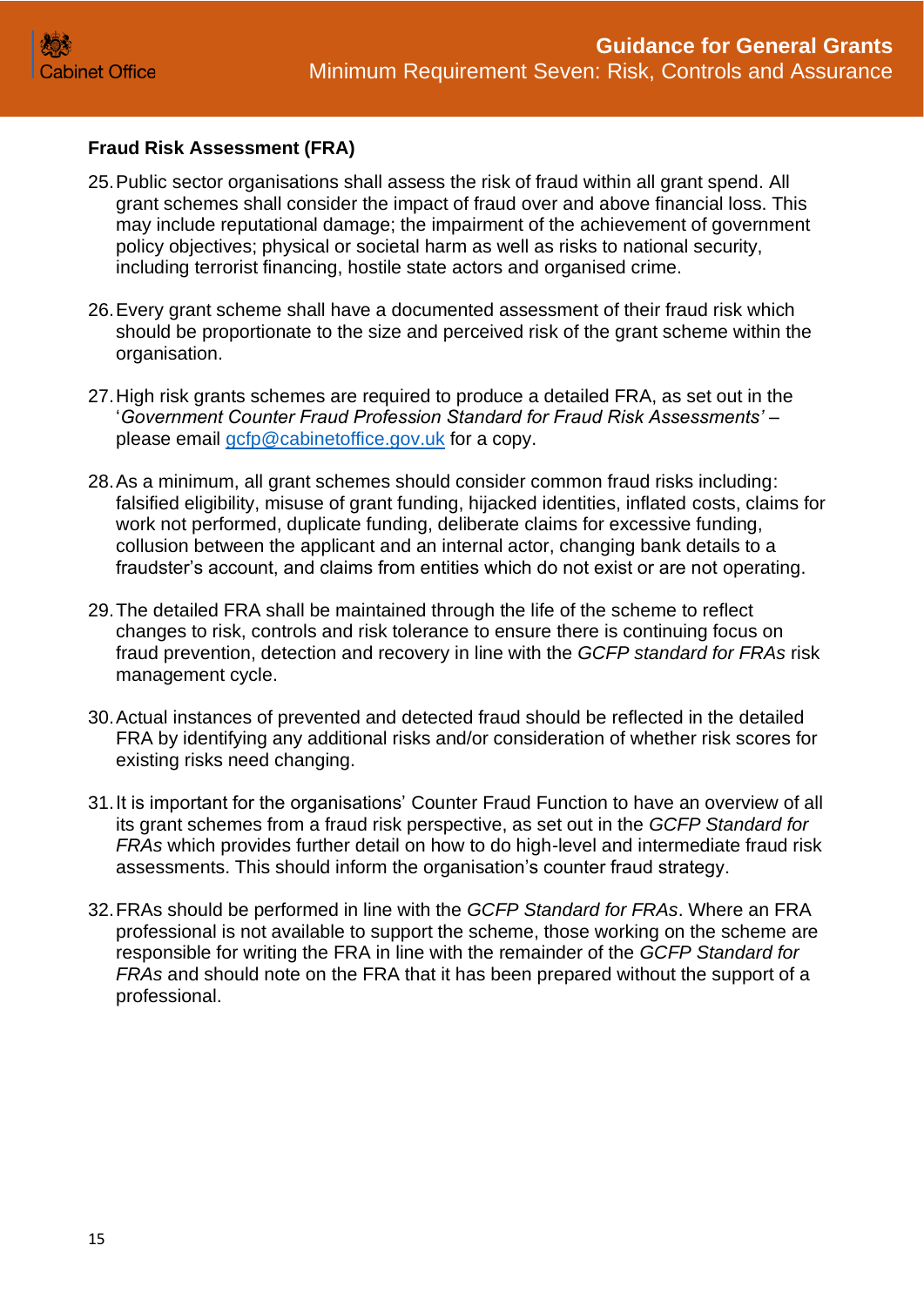**Fraud Risk Assessment (FRA)**

25. Public sector organisations shall assess the risk of fraud within all grant spend. All grant schemes shall consider the impact of fraud over and above financial loss. This may include reputational damage; the impairment of the achievement of government policy objectives; physical or societal harm as well as risks to national security, including terrorist financing, hostile state actors and organised crime.

26. Every grant scheme shall have a documented assessment of their fraud risk which should be proportionate to the size and perceived risk of the grant scheme within the organisation.

27. High risk grants schemes are required to produce a detailed FRA, as set out in the '*Government Counter Fraud Profession Standard for Fraud Risk Assessments'* – please email gcfp@cabinetoffice.gov.uk for a copy.

28. As a minimum, all grant schemes should consider common fraud risks including: falsified eligibility, misuse of grant funding, hijacked identities, inflated costs, claims for work not performed, duplicate funding, deliberate claims for excessive funding, collusion between the applicant and an internal actor, changing bank details to a fraudster's account, and claims from entities which do not exist or are not operating.

29. The detailed FRA shall be maintained through the life of the scheme to reflect changes to risk, controls and risk tolerance to ensure there is continuing focus on fraud prevention, detection and recovery in line with the *GCFP standard for FRAs* risk management cycle.

30. Actual instances of prevented and detected fraud should be reflected in the detailed FRA by identifying any additional risks and/or consideration of whether risk scores for existing risks need changing.

31. It is important for the organisations' Counter Fraud Function to have an overview of all its grant schemes from a fraud risk perspective, as set out in the *GCFP Standard for FRAs* which provides further detail on how to do high-level and intermediate fraud risk assessments. This should inform the organisation's counter fraud strategy.

32. FRAs should be performed in line with the *GCFP Standard for FRAs*. Where an FRA professional is not available to support the scheme, those working on the scheme are responsible for writing the FRA in line with the remainder of the *GCFP Standard for FRAs* and should note on the FRA that it has been prepared without the support of a professional.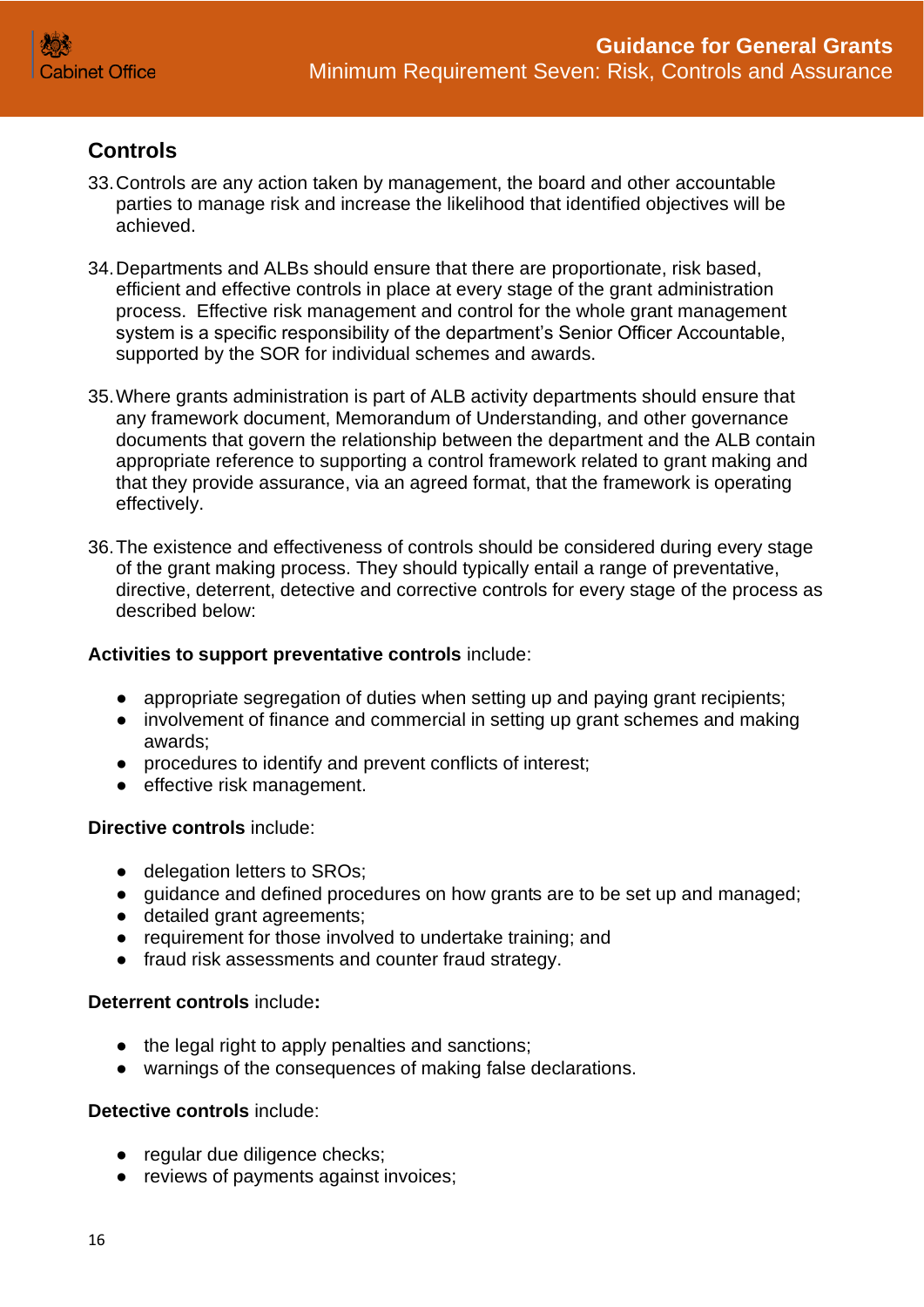## Controls

33. Controls are any action taken by management, the board and other accountable parties to manage risk and increase the likelihood that identified objectives will be achieved.

34. Departments and ALBs should ensure that there are proportionate, risk based, efficient and effective controls in place at every stage of the grant administration process. Effective risk management and control for the whole grant management system is a specific responsibility of the department's Senior Officer Accountable, supported by the SOR for individual schemes and awards.

35. Where grants administration is part of ALB activity departments should ensure that any framework document, Memorandum of Understanding, and other governance documents that govern the relationship between the department and the ALB contain appropriate reference to supporting a control framework related to grant making and that they provide assurance, via an agreed format, that the framework is operating effectively.

36. The existence and effectiveness of controls should be considered during every stage of the grant making process. They should typically entail a range of preventative, directive, deterrent, detective and corrective controls for every stage of the process as described below:

**Activities to support preventative controls** include:

- appropriate segregation of duties when setting up and paying grant recipients;
- involvement of finance and commercial in setting up grant schemes and making awards;
- procedures to identify and prevent conflicts of interest;
- effective risk management.

**Directive controls** include:

- delegation letters to SROs;
- guidance and defined procedures on how grants are to be set up and managed;
- detailed grant agreements;
- requirement for those involved to undertake training; and
- fraud risk assessments and counter fraud strategy.

**Deterrent controls** include**:**

- the legal right to apply penalties and sanctions;
- warnings of the consequences of making false declarations.

**Detective controls** include:

- regular due diligence checks;
- reviews of payments against invoices;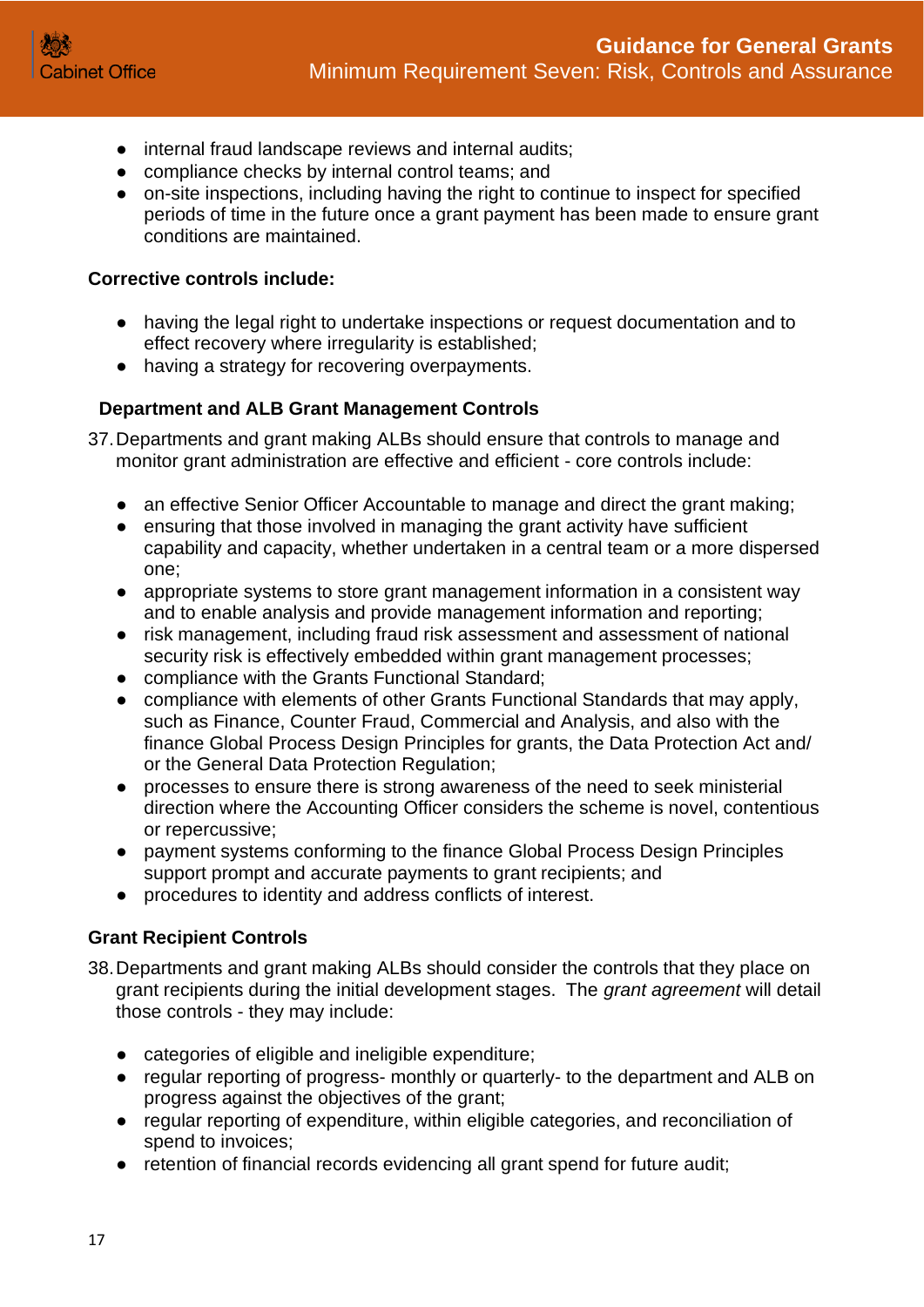- internal fraud landscape reviews and internal audits;
- compliance checks by internal control teams; and
- on-site inspections, including having the right to continue to inspect for specified periods of time in the future once a grant payment has been made to ensure grant conditions are maintained.

**Corrective controls include:**

- having the legal right to undertake inspections or request documentation and to effect recovery where irregularity is established;
- having a strategy for recovering overpayments.

### Department and ALB Grant Management Controls

37. Departments and grant making ALBs should ensure that controls to manage and monitor grant administration are effective and efficient - core controls include:

- an effective Senior Officer Accountable to manage and direct the grant making;
- ensuring that those involved in managing the grant activity have sufficient capability and capacity, whether undertaken in a central team or a more dispersed one;
- appropriate systems to store grant management information in a consistent way and to enable analysis and provide management information and reporting;
- risk management, including fraud risk assessment and assessment of national security risk is effectively embedded within grant management processes;
- compliance with the Grants Functional Standard;
- compliance with elements of other Grants Functional Standards that may apply, such as Finance, Counter Fraud, Commercial and Analysis, and also with the finance Global Process Design Principles for grants, the Data Protection Act and/ or the General Data Protection Regulation;
- processes to ensure there is strong awareness of the need to seek ministerial direction where the Accounting Officer considers the scheme is novel, contentious or repercussive;
- payment systems conforming to the finance Global Process Design Principles support prompt and accurate payments to grant recipients; and
- procedures to identity and address conflicts of interest.

### Grant Recipient Controls

38. Departments and grant making ALBs should consider the controls that they place on grant recipients during the initial development stages. The *grant agreement* will detail those controls - they may include:

- categories of eligible and ineligible expenditure;
- regular reporting of progress- monthly or quarterly- to the department and ALB on progress against the objectives of the grant;
- regular reporting of expenditure, within eligible categories, and reconciliation of spend to invoices;
- retention of financial records evidencing all grant spend for future audit;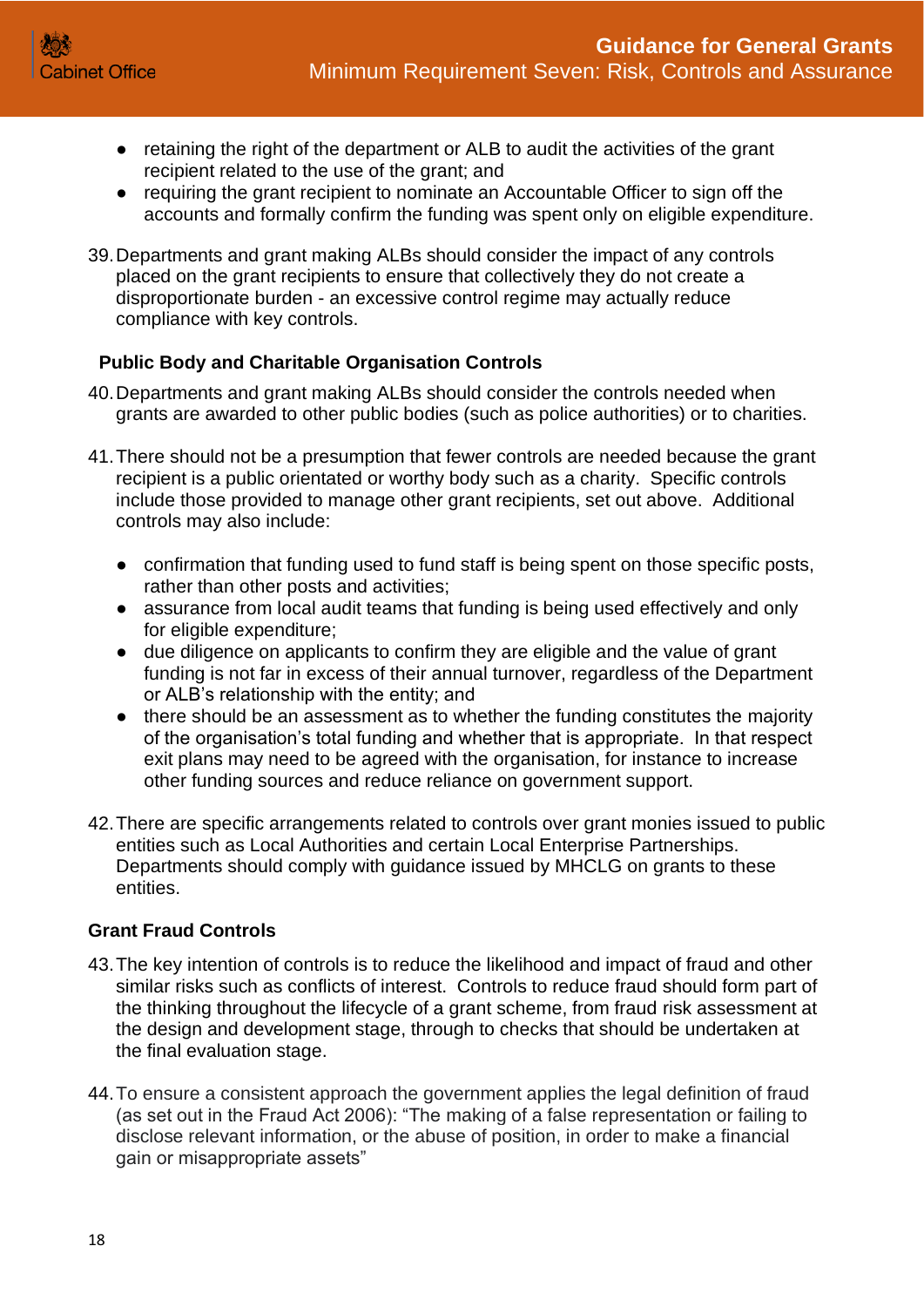- retaining the right of the department or ALB to audit the activities of the grant recipient related to the use of the grant; and
- requiring the grant recipient to nominate an Accountable Officer to sign off the accounts and formally confirm the funding was spent only on eligible expenditure.

39. Departments and grant making ALBs should consider the impact of any controls placed on the grant recipients to ensure that collectively they do not create a disproportionate burden - an excessive control regime may actually reduce compliance with key controls.

### Public Body and Charitable Organisation Controls

40. Departments and grant making ALBs should consider the controls needed when grants are awarded to other public bodies (such as police authorities) or to charities.

41. There should not be a presumption that fewer controls are needed because the grant recipient is a public orientated or worthy body such as a charity. Specific controls include those provided to manage other grant recipients, set out above. Additional controls may also include:

    - confirmation that funding used to fund staff is being spent on those specific posts, rather than other posts and activities;
    - assurance from local audit teams that funding is being used effectively and only for eligible expenditure;
    - due diligence on applicants to confirm they are eligible and the value of grant funding is not far in excess of their annual turnover, regardless of the Department or ALB's relationship with the entity; and
    - there should be an assessment as to whether the funding constitutes the majority of the organisation's total funding and whether that is appropriate. In that respect exit plans may need to be agreed with the organisation, for instance to increase other funding sources and reduce reliance on government support.

42. There are specific arrangements related to controls over grant monies issued to public entities such as Local Authorities and certain Local Enterprise Partnerships. Departments should comply with guidance issued by MHCLG on grants to these entities.

### Grant Fraud Controls

43. The key intention of controls is to reduce the likelihood and impact of fraud and other similar risks such as conflicts of interest. Controls to reduce fraud should form part of the thinking throughout the lifecycle of a grant scheme, from fraud risk assessment at the design and development stage, through to checks that should be undertaken at the final evaluation stage.

44. To ensure a consistent approach the government applies the legal definition of fraud (as set out in the Fraud Act 2006): "The making of a false representation or failing to disclose relevant information, or the abuse of position, in order to make a financial gain or misappropriate assets"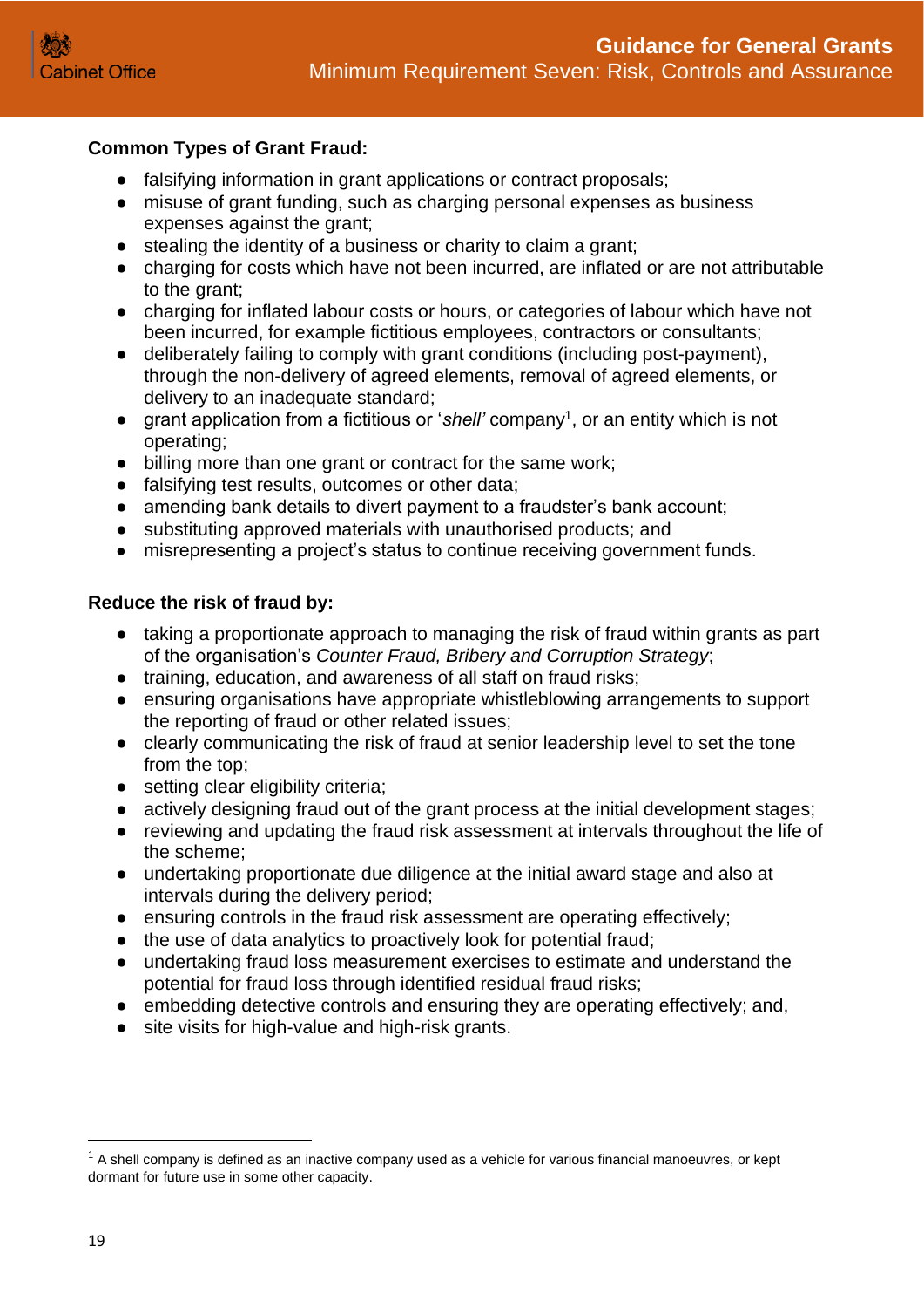**Common Types of Grant Fraud:**

- falsifying information in grant applications or contract proposals;
- misuse of grant funding, such as charging personal expenses as business expenses against the grant;
- stealing the identity of a business or charity to claim a grant;
- charging for costs which have not been incurred, are inflated or are not attributable to the grant;
- charging for inflated labour costs or hours, or categories of labour which have not been incurred, for example fictitious employees, contractors or consultants;
- deliberately failing to comply with grant conditions (including post-payment), through the non-delivery of agreed elements, removal of agreed elements, or delivery to an inadequate standard;
- grant application from a fictitious or '*shell'* company[1], or an entity which is not operating;
- billing more than one grant or contract for the same work;
- falsifying test results, outcomes or other data;
- amending bank details to divert payment to a fraudster's bank account;
- substituting approved materials with unauthorised products; and
- misrepresenting a project's status to continue receiving government funds.

**Reduce the risk of fraud by:**

- taking a proportionate approach to managing the risk of fraud within grants as part of the organisation's *Counter Fraud, Bribery and Corruption Strategy*;
- training, education, and awareness of all staff on fraud risks;
- ensuring organisations have appropriate whistleblowing arrangements to support the reporting of fraud or other related issues;
- clearly communicating the risk of fraud at senior leadership level to set the tone from the top;
- setting clear eligibility criteria;
- actively designing fraud out of the grant process at the initial development stages;
- reviewing and updating the fraud risk assessment at intervals throughout the life of the scheme;
- undertaking proportionate due diligence at the initial award stage and also at intervals during the delivery period;
- ensuring controls in the fraud risk assessment are operating effectively;
- the use of data analytics to proactively look for potential fraud;
- undertaking fraud loss measurement exercises to estimate and understand the potential for fraud loss through identified residual fraud risks;
- embedding detective controls and ensuring they are operating effectively; and,
- site visits for high-value and high-risk grants.

[1] A shell company is defined as an inactive company used as a vehicle for various financial manoeuvres, or kept dormant for future use in some other capacity.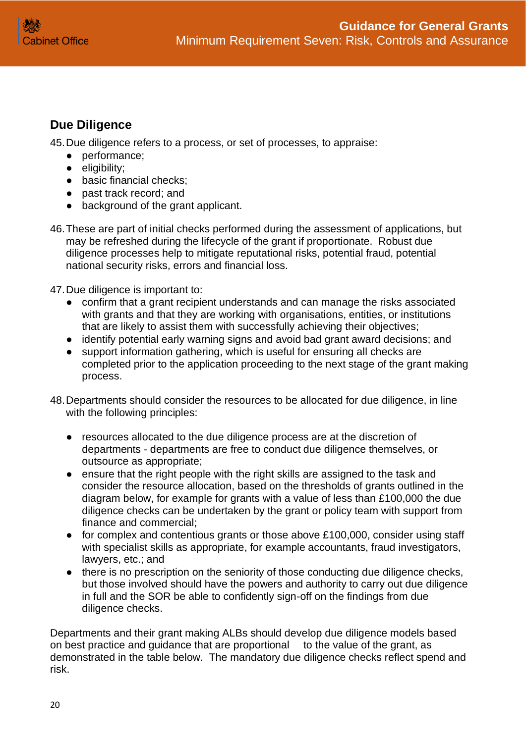## Due Diligence

45. Due diligence refers to a process, or set of processes, to appraise:
    - performance;
    - eligibility;
    - basic financial checks;
    - past track record; and
    - background of the grant applicant.

46. These are part of initial checks performed during the assessment of applications, but may be refreshed during the lifecycle of the grant if proportionate. Robust due diligence processes help to mitigate reputational risks, potential fraud, potential national security risks, errors and financial loss.

47. Due diligence is important to:
    - confirm that a grant recipient understands and can manage the risks associated with grants and that they are working with organisations, entities, or institutions that are likely to assist them with successfully achieving their objectives;
    - identify potential early warning signs and avoid bad grant award decisions; and
    - support information gathering, which is useful for ensuring all checks are completed prior to the application proceeding to the next stage of the grant making process.

48. Departments should consider the resources to be allocated for due diligence, in line with the following principles:

    - resources allocated to the due diligence process are at the discretion of departments - departments are free to conduct due diligence themselves, or outsource as appropriate;
    - ensure that the right people with the right skills are assigned to the task and consider the resource allocation, based on the thresholds of grants outlined in the diagram below, for example for grants with a value of less than £100,000 the due diligence checks can be undertaken by the grant or policy team with support from finance and commercial;
    - for complex and contentious grants or those above £100,000, consider using staff with specialist skills as appropriate, for example accountants, fraud investigators, lawyers, etc.; and
    - there is no prescription on the seniority of those conducting due diligence checks, but those involved should have the powers and authority to carry out due diligence in full and the SOR be able to confidently sign-off on the findings from due diligence checks.

Departments and their grant making ALBs should develop due diligence models based on best practice and guidance that are proportional to the value of the grant, as demonstrated in the table below. The mandatory due diligence checks reflect spend and risk.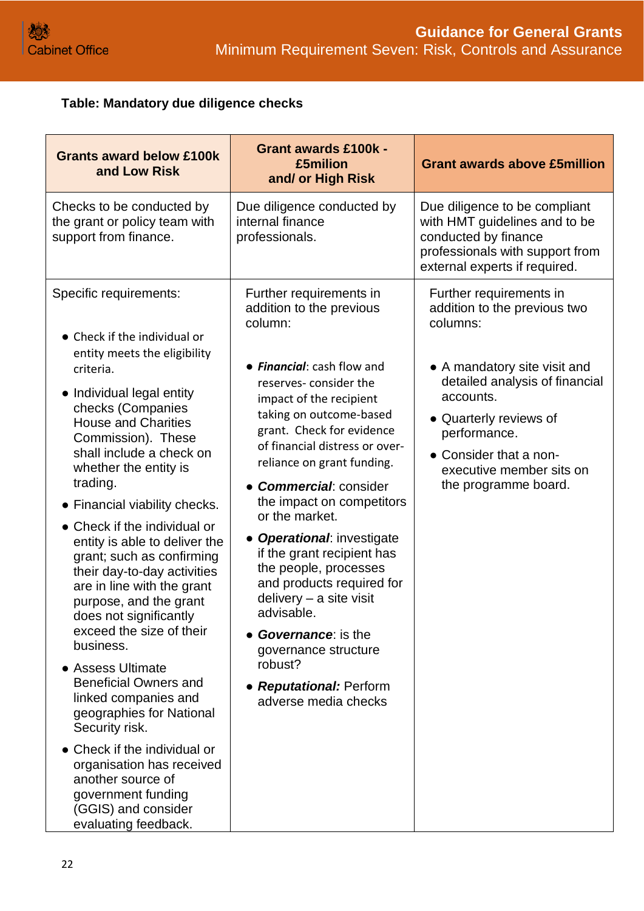**Table: Mandatory due diligence checks**

| Grants award below £100k and Low Risk | Grant awards £100k - £5milion and/ or High Risk | Grant awards above £5million |
|---|---|---|
| Checks to be conducted by the grant or policy team with support from finance. | Due diligence conducted by internal finance professionals. | Due diligence to be compliant with HMT guidelines and to be conducted by finance professionals with support from external experts if required. |
| Specific requirements:<br><br>• Check if the individual or entity meets the eligibility criteria.<br>• Individual legal entity checks (Companies House and Charities Commission). These shall include a check on whether the entity is trading.<br>• Financial viability checks.<br>• Check if the individual or entity is able to deliver the grant; such as confirming their day-to-day activities are in line with the grant purpose, and the grant does not significantly exceed the size of their business.<br>• Assess Ultimate Beneficial Owners and linked companies and geographies for National Security risk.<br>• Check if the individual or organisation has received another source of government funding (GGIS) and consider evaluating feedback. | Further requirements in addition to the previous column:<br><br>• ***Financial***: cash flow and reserves- consider the impact of the recipient taking on outcome-based grant. Check for evidence of financial distress or over-reliance on grant funding.<br>• ***Commercial***: consider the impact on competitors or the market.<br>• ***Operational***: investigate if the grant recipient has the people, processes and products required for delivery – a site visit advisable.<br>• ***Governance***: is the governance structure robust?<br>• ***Reputational:*** Perform adverse media checks | Further requirements in addition to the previous two columns:<br><br>• A mandatory site visit and detailed analysis of financial accounts.<br>• Quarterly reviews of performance.<br>• Consider that a non-executive member sits on the programme board. |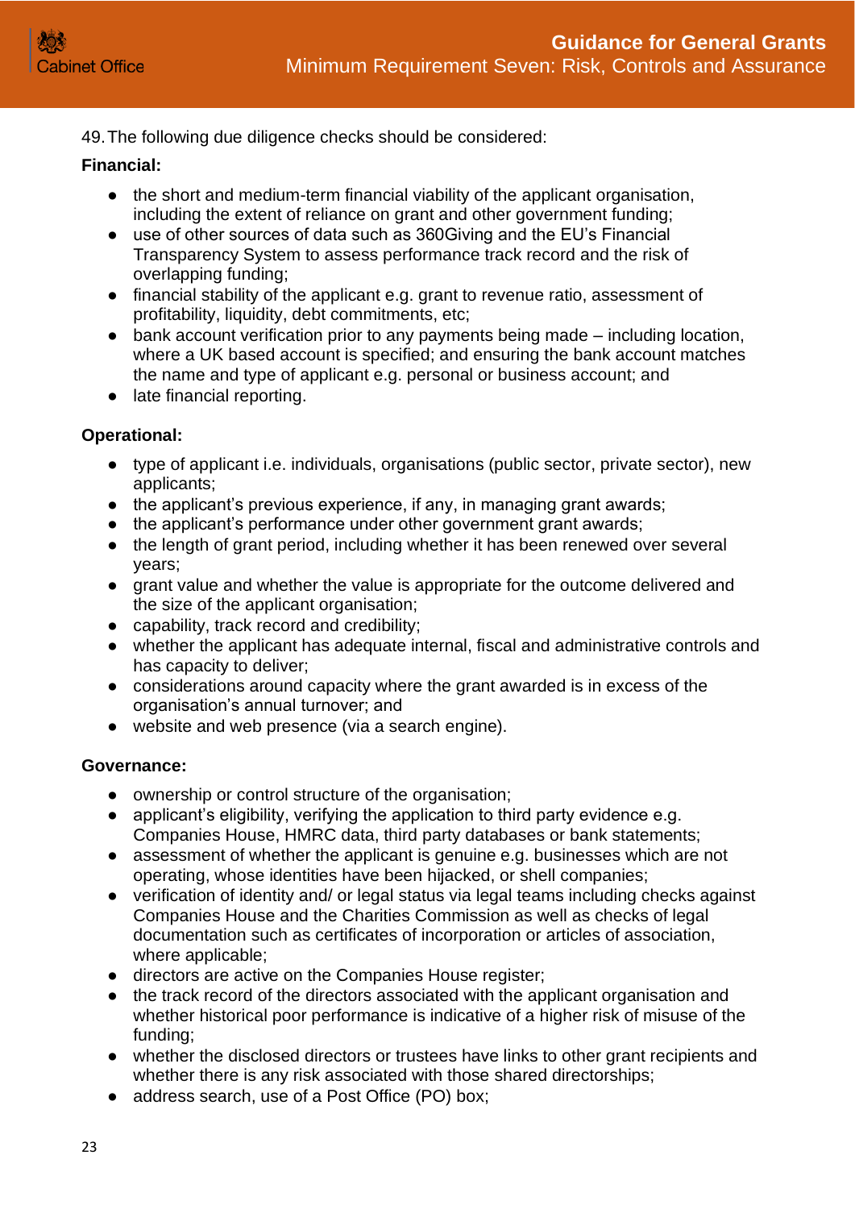49. The following due diligence checks should be considered:

**Financial:**

- the short and medium-term financial viability of the applicant organisation, including the extent of reliance on grant and other government funding;
- use of other sources of data such as 360Giving and the EU's Financial Transparency System to assess performance track record and the risk of overlapping funding;
- financial stability of the applicant e.g. grant to revenue ratio, assessment of profitability, liquidity, debt commitments, etc;
- bank account verification prior to any payments being made – including location, where a UK based account is specified; and ensuring the bank account matches the name and type of applicant e.g. personal or business account; and
- late financial reporting.

**Operational:**

- type of applicant i.e. individuals, organisations (public sector, private sector), new applicants;
- the applicant's previous experience, if any, in managing grant awards;
- the applicant's performance under other government grant awards;
- the length of grant period, including whether it has been renewed over several years;
- grant value and whether the value is appropriate for the outcome delivered and the size of the applicant organisation;
- capability, track record and credibility;
- whether the applicant has adequate internal, fiscal and administrative controls and has capacity to deliver;
- considerations around capacity where the grant awarded is in excess of the organisation's annual turnover; and
- website and web presence (via a search engine).

**Governance:**

- ownership or control structure of the organisation;
- applicant's eligibility, verifying the application to third party evidence e.g. Companies House, HMRC data, third party databases or bank statements;
- assessment of whether the applicant is genuine e.g. businesses which are not operating, whose identities have been hijacked, or shell companies;
- verification of identity and/ or legal status via legal teams including checks against Companies House and the Charities Commission as well as checks of legal documentation such as certificates of incorporation or articles of association, where applicable;
- directors are active on the Companies House register;
- the track record of the directors associated with the applicant organisation and whether historical poor performance is indicative of a higher risk of misuse of the funding;
- whether the disclosed directors or trustees have links to other grant recipients and whether there is any risk associated with those shared directorships;
- address search, use of a Post Office (PO) box;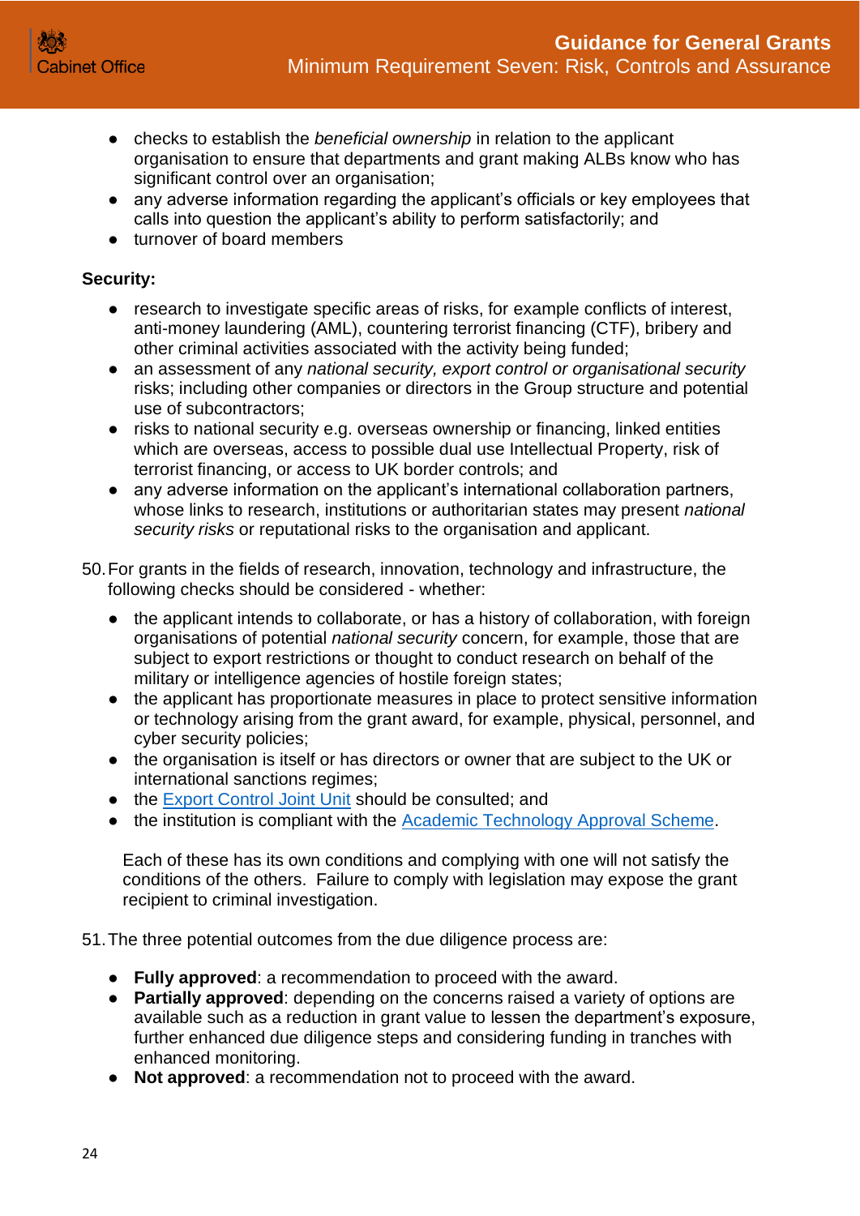- checks to establish the *beneficial ownership* in relation to the applicant organisation to ensure that departments and grant making ALBs know who has significant control over an organisation;
- any adverse information regarding the applicant's officials or key employees that calls into question the applicant's ability to perform satisfactorily; and
- turnover of board members

**Security:**

- research to investigate specific areas of risks, for example conflicts of interest, anti-money laundering (AML), countering terrorist financing (CTF), bribery and other criminal activities associated with the activity being funded;
- an assessment of any *national security, export control or organisational security* risks; including other companies or directors in the Group structure and potential use of subcontractors;
- risks to national security e.g. overseas ownership or financing, linked entities which are overseas, access to possible dual use Intellectual Property, risk of terrorist financing, or access to UK border controls; and
- any adverse information on the applicant's international collaboration partners, whose links to research, institutions or authoritarian states may present *national security risks* or reputational risks to the organisation and applicant.

50. For grants in the fields of research, innovation, technology and infrastructure, the following checks should be considered - whether:

    - the applicant intends to collaborate, or has a history of collaboration, with foreign organisations of potential *national security* concern, for example, those that are subject to export restrictions or thought to conduct research on behalf of the military or intelligence agencies of hostile foreign states;
    - the applicant has proportionate measures in place to protect sensitive information or technology arising from the grant award, for example, physical, personnel, and cyber security policies;
    - the organisation is itself or has directors or owner that are subject to the UK or international sanctions regimes;
    - the Export Control Joint Unit should be consulted; and
    - the institution is compliant with the Academic Technology Approval Scheme.

    Each of these has its own conditions and complying with one will not satisfy the conditions of the others. Failure to comply with legislation may expose the grant recipient to criminal investigation.

51. The three potential outcomes from the due diligence process are:

    - **Fully approved**: a recommendation to proceed with the award.
    - **Partially approved**: depending on the concerns raised a variety of options are available such as a reduction in grant value to lessen the department's exposure, further enhanced due diligence steps and considering funding in tranches with enhanced monitoring.
    - **Not approved**: a recommendation not to proceed with the award.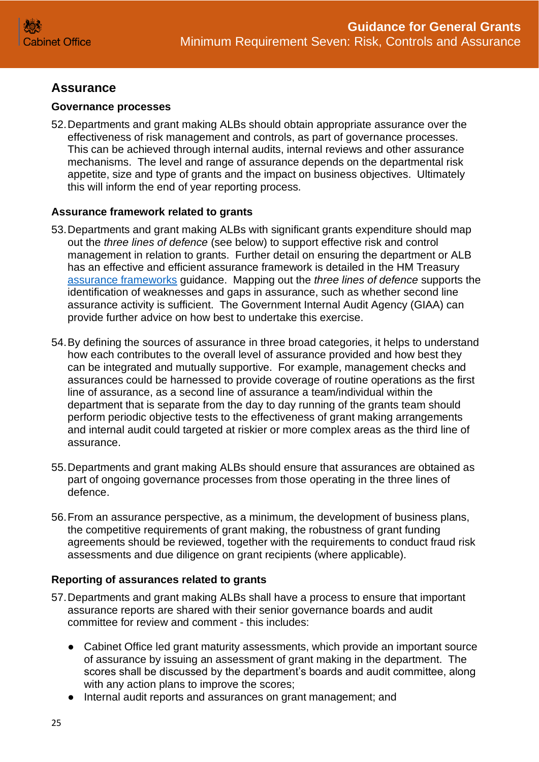## Assurance

### Governance processes

52. Departments and grant making ALBs should obtain appropriate assurance over the effectiveness of risk management and controls, as part of governance processes. This can be achieved through internal audits, internal reviews and other assurance mechanisms. The level and range of assurance depends on the departmental risk appetite, size and type of grants and the impact on business objectives. Ultimately this will inform the end of year reporting process.

### Assurance framework related to grants

53. Departments and grant making ALBs with significant grants expenditure should map out the *three lines of defence* (see below) to support effective risk and control management in relation to grants. Further detail on ensuring the department or ALB has an effective and efficient assurance framework is detailed in the HM Treasury [assurance frameworks] guidance. Mapping out the *three lines of defence* supports the identification of weaknesses and gaps in assurance, such as whether second line assurance activity is sufficient. The Government Internal Audit Agency (GIAA) can provide further advice on how best to undertake this exercise.

54. By defining the sources of assurance in three broad categories, it helps to understand how each contributes to the overall level of assurance provided and how best they can be integrated and mutually supportive. For example, management checks and assurances could be harnessed to provide coverage of routine operations as the first line of assurance, as a second line of assurance a team/individual within the department that is separate from the day to day running of the grants team should perform periodic objective tests to the effectiveness of grant making arrangements and internal audit could targeted at riskier or more complex areas as the third line of assurance.

55. Departments and grant making ALBs should ensure that assurances are obtained as part of ongoing governance processes from those operating in the three lines of defence.

56. From an assurance perspective, as a minimum, the development of business plans, the competitive requirements of grant making, the robustness of grant funding agreements should be reviewed, together with the requirements to conduct fraud risk assessments and due diligence on grant recipients (where applicable).

### Reporting of assurances related to grants

57. Departments and grant making ALBs shall have a process to ensure that important assurance reports are shared with their senior governance boards and audit committee for review and comment - this includes:

- Cabinet Office led grant maturity assessments, which provide an important source of assurance by issuing an assessment of grant making in the department. The scores shall be discussed by the department's boards and audit committee, along with any action plans to improve the scores;
- Internal audit reports and assurances on grant management; and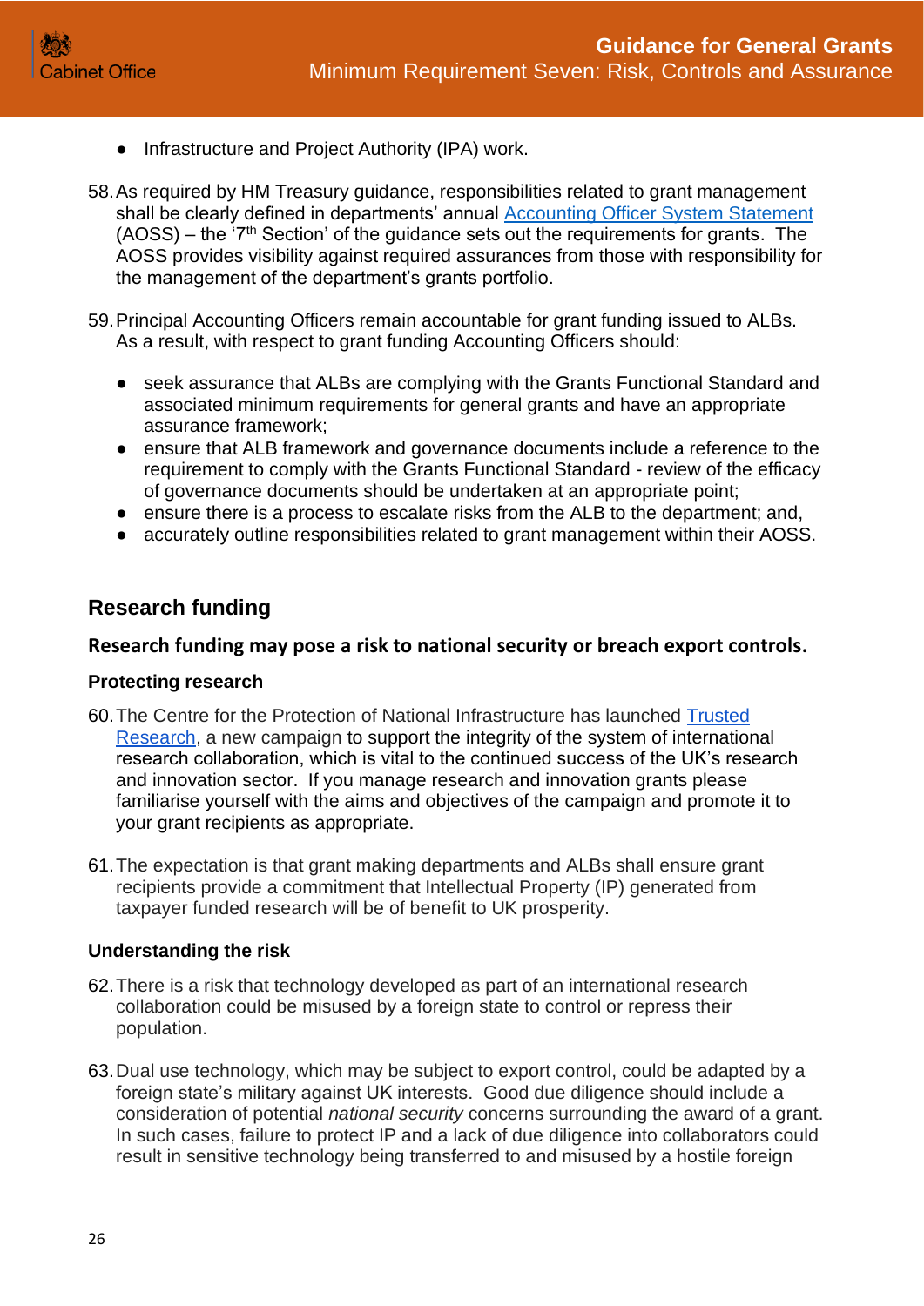- Infrastructure and Project Authority (IPA) work.

58. As required by HM Treasury guidance, responsibilities related to grant management shall be clearly defined in departments' annual Accounting Officer System Statement (AOSS) – the '7th Section' of the guidance sets out the requirements for grants. The AOSS provides visibility against required assurances from those with responsibility for the management of the department's grants portfolio.

59. Principal Accounting Officers remain accountable for grant funding issued to ALBs. As a result, with respect to grant funding Accounting Officers should:

   - seek assurance that ALBs are complying with the Grants Functional Standard and associated minimum requirements for general grants and have an appropriate assurance framework;
   - ensure that ALB framework and governance documents include a reference to the requirement to comply with the Grants Functional Standard - review of the efficacy of governance documents should be undertaken at an appropriate point;
   - ensure there is a process to escalate risks from the ALB to the department; and,
   - accurately outline responsibilities related to grant management within their AOSS.

## Research funding

### Research funding may pose a risk to national security or breach export controls.

#### Protecting research

60. The Centre for the Protection of National Infrastructure has launched Trusted Research, a new campaign to support the integrity of the system of international research collaboration, which is vital to the continued success of the UK's research and innovation sector. If you manage research and innovation grants please familiarise yourself with the aims and objectives of the campaign and promote it to your grant recipients as appropriate.

61. The expectation is that grant making departments and ALBs shall ensure grant recipients provide a commitment that Intellectual Property (IP) generated from taxpayer funded research will be of benefit to UK prosperity.

#### Understanding the risk

62. There is a risk that technology developed as part of an international research collaboration could be misused by a foreign state to control or repress their population.

63. Dual use technology, which may be subject to export control, could be adapted by a foreign state's military against UK interests. Good due diligence should include a consideration of potential *national security* concerns surrounding the award of a grant. In such cases, failure to protect IP and a lack of due diligence into collaborators could result in sensitive technology being transferred to and misused by a hostile foreign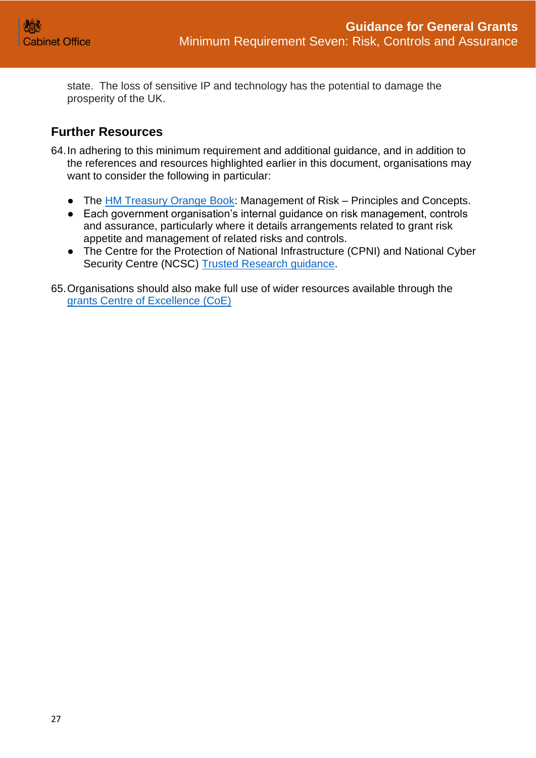state. The loss of sensitive IP and technology has the potential to damage the prosperity of the UK.

## Further Resources

64. In adhering to this minimum requirement and additional guidance, and in addition to the references and resources highlighted earlier in this document, organisations may want to consider the following in particular:

- The HM Treasury Orange Book: Management of Risk – Principles and Concepts.
- Each government organisation's internal guidance on risk management, controls and assurance, particularly where it details arrangements related to grant risk appetite and management of related risks and controls.
- The Centre for the Protection of National Infrastructure (CPNI) and National Cyber Security Centre (NCSC) Trusted Research guidance.

65. Organisations should also make full use of wider resources available through the grants Centre of Excellence (CoE)